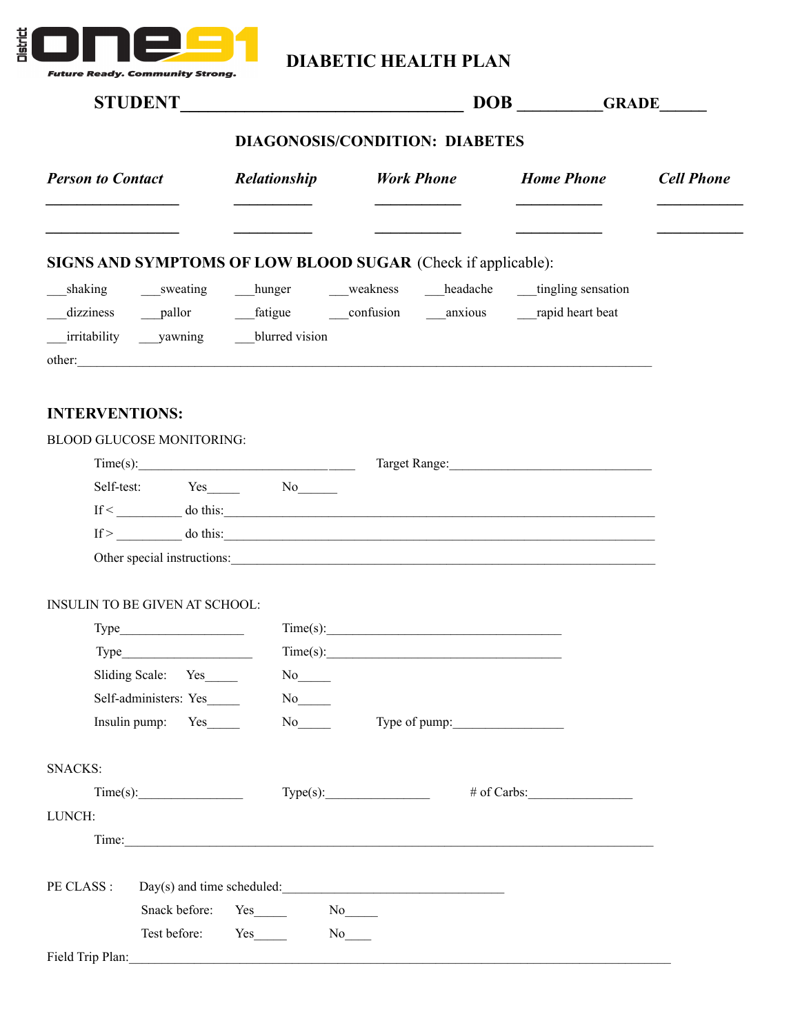District ONE91 — Future Ready. Community Strong.

# DIABETIC HEALTH PLAN

**STUDENT**________________________________ **DOB** __________**GRADE**______

**DIAGONOSIS/CONDITION: DIABETES**

| *Person to Contact* | *Relationship* | *Work Phone* | *Home Phone* | *Cell Phone* |
|---|---|---|---|---|
| __________________ | __________ | ___________ | ___________ | ___________ |
| __________________ | __________ | ___________ | ___________ | ___________ |

**SIGNS AND SYMPTOMS OF LOW BLOOD SUGAR** (Check if applicable):

___shaking ___sweating ___hunger ___weakness ___headache ___tingling sensation

___dizziness ___pallor ___fatigue ___confusion ___anxious ___rapid heart beat

___irritability ___yawning ___blurred vision

other:________________________________________________________________________________

## INTERVENTIONS:

BLOOD GLUCOSE MONITORING:

Time(s):_________________________________ Target Range:______________________________

Self-test: Yes_____ No______

If < __________ do this:__________________________________________________________________

If > __________ do this:__________________________________________________________________

Other special instructions:_________________________________________________________________

INSULIN TO BE GIVEN AT SCHOOL:

Type___________________ Time(s):____________________________________

Type____________________ Time(s):____________________________________

Sliding Scale: Yes_____ No_____

Self-administers: Yes_____ No_____

Insulin pump: Yes_____ No_____ Type of pump:_________________

SNACKS:

Time(s):________________ Type(s):________________ # of Carbs:________________

LUNCH:

Time:_____________________________________________________________________________

PE CLASS : Day(s) and time scheduled:__________________________________

Snack before: Yes_____ No_____

Test before: Yes_____ No____

Field Trip Plan:___________________________________________________________________________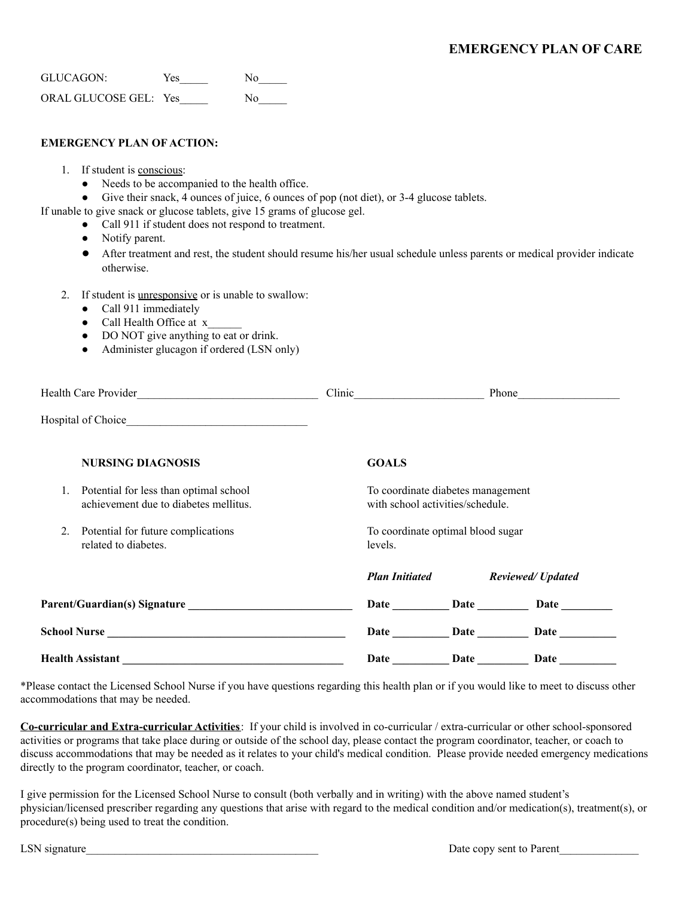## EMERGENCY PLAN OF CARE

GLUCAGON: Yes_____ No_____

ORAL GLUCOSE GEL: Yes_____ No_____

**EMERGENCY PLAN OF ACTION:**

1. If student is conscious:
   - Needs to be accompanied to the health office.
   - Give their snack, 4 ounces of juice, 6 ounces of pop (not diet), or 3-4 glucose tablets.

If unable to give snack or glucose tablets, give 15 grams of glucose gel.

   - Call 911 if student does not respond to treatment.
   - Notify parent.
   - After treatment and rest, the student should resume his/her usual schedule unless parents or medical provider indicate otherwise.

2. If student is unresponsive or is unable to swallow:
   - Call 911 immediately
   - Call Health Office at x______
   - DO NOT give anything to eat or drink.
   - Administer glucagon if ordered (LSN only)

Health Care Provider________________________________ Clinic_______________________ Phone__________________

Hospital of Choice________________________________

| NURSING DIAGNOSIS | GOALS |
| --- | --- |
| 1. Potential for less than optimal school achievement due to diabetes mellitus. | To coordinate diabetes management with school activities/schedule. |
| 2. Potential for future complications related to diabetes. | To coordinate optimal blood sugar levels. |

| | *Plan Initiated* | *Reviewed/ Updated* | |
| --- | --- | --- | --- |
| **Parent/Guardian(s) Signature ______________________________** | **Date __________** | **Date _________** | **Date _________** |
| **School Nurse ____________________________________________** | **Date __________** | **Date _________** | **Date __________** |
| **Health Assistant ________________________________________** | **Date __________** | **Date _________** | **Date __________** |

*Please contact the Licensed School Nurse if you have questions regarding this health plan or if you would like to meet to discuss other accommodations that may be needed.

**Co-curricular and Extra-curricular Activities**: If your child is involved in co-curricular / extra-curricular or other school-sponsored activities or programs that take place during or outside of the school day, please contact the program coordinator, teacher, or coach to discuss accommodations that may be needed as it relates to your child's medical condition. Please provide needed emergency medications directly to the program coordinator, teacher, or coach.

I give permission for the Licensed School Nurse to consult (both verbally and in writing) with the above named student's physician/licensed prescriber regarding any questions that arise with regard to the medical condition and/or medication(s), treatment(s), or procedure(s) being used to treat the condition.

LSN signature__________________________________________ Date copy sent to Parent______________